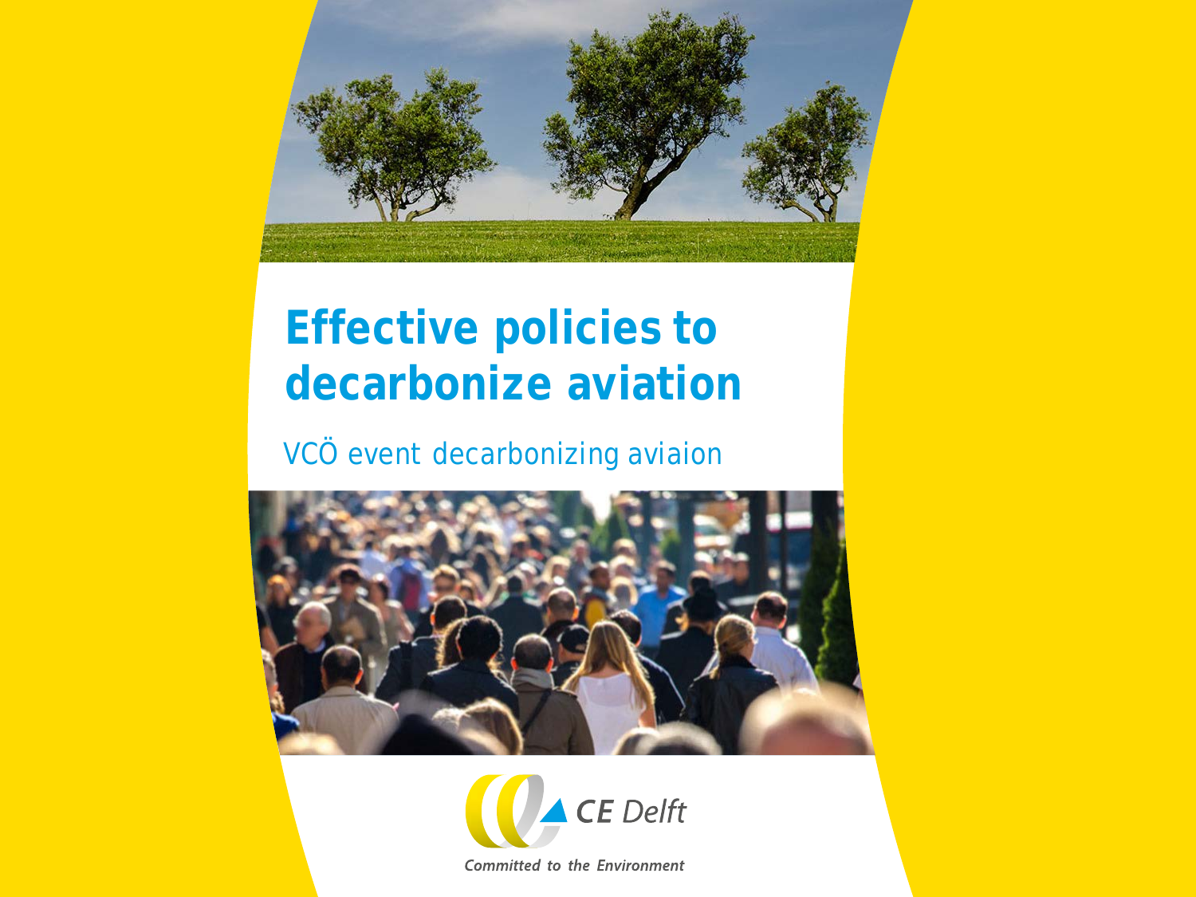# Effective policies to decarbonize aviation

VCÖ event decarbonizing aviaion

CE Delft

Committed to the Environment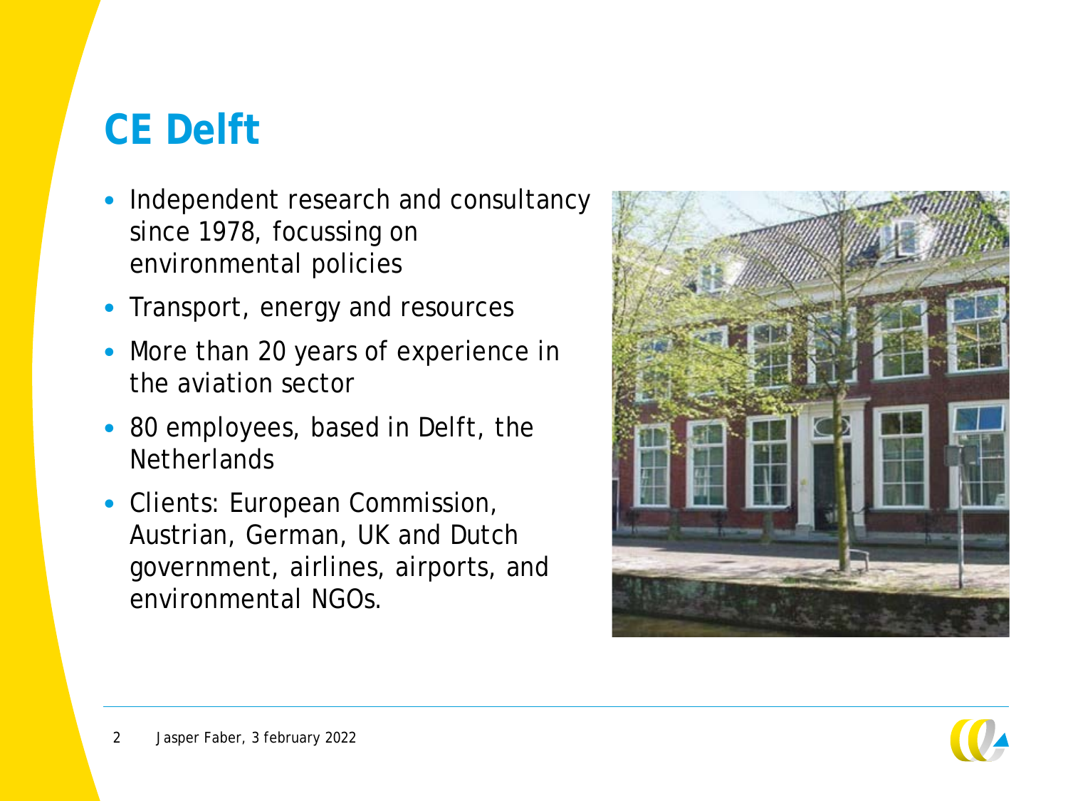# CE Delft

- Independent research and consultancy since 1978, focussing on environmental policies
- Transport, energy and resources
- More than 20 years of experience in the aviation sector
- 80 employees, based in Delft, the Netherlands
- Clients: European Commission, Austrian, German, UK and Dutch government, airlines, airports, and environmental NGOs.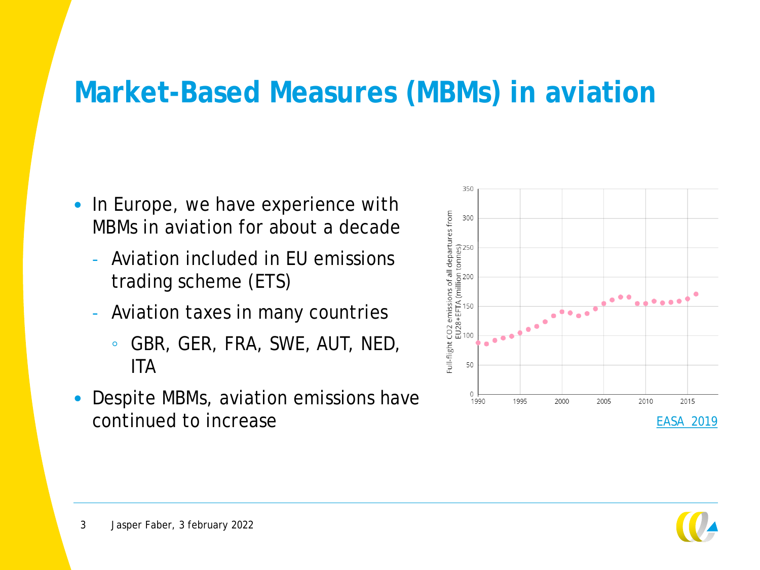# Market-Based Measures (MBMs) in aviation

- In Europe, we have experience with MBMs in aviation for about a decade
  - Aviation included in EU emissions trading scheme (ETS)
  - Aviation taxes in many countries
    - GBR, GER, FRA, SWE, AUT, NED, ITA
- Despite MBMs, aviation emissions have continued to increase

EASA 2019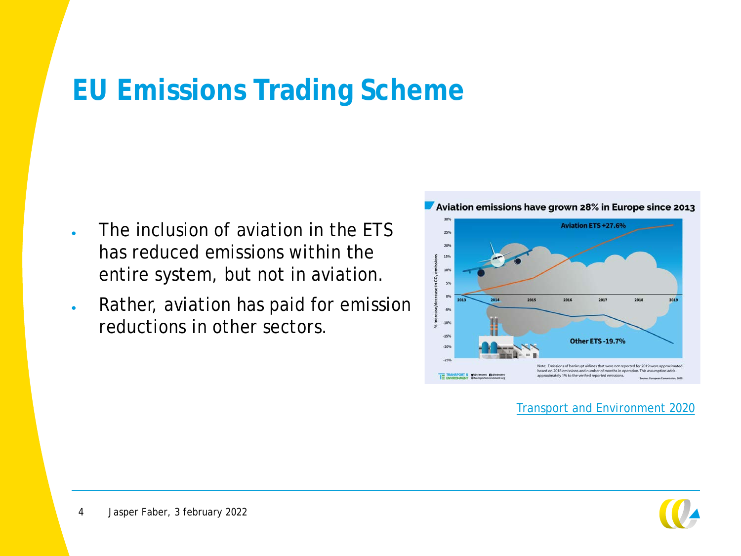# EU Emissions Trading Scheme

- The inclusion of aviation in the ETS has reduced emissions within the entire system, but not in aviation.
- Rather, aviation has paid for emission reductions in other sectors.

Aviation emissions have grown 28% in Europe since 2013

Transport and Environment 2020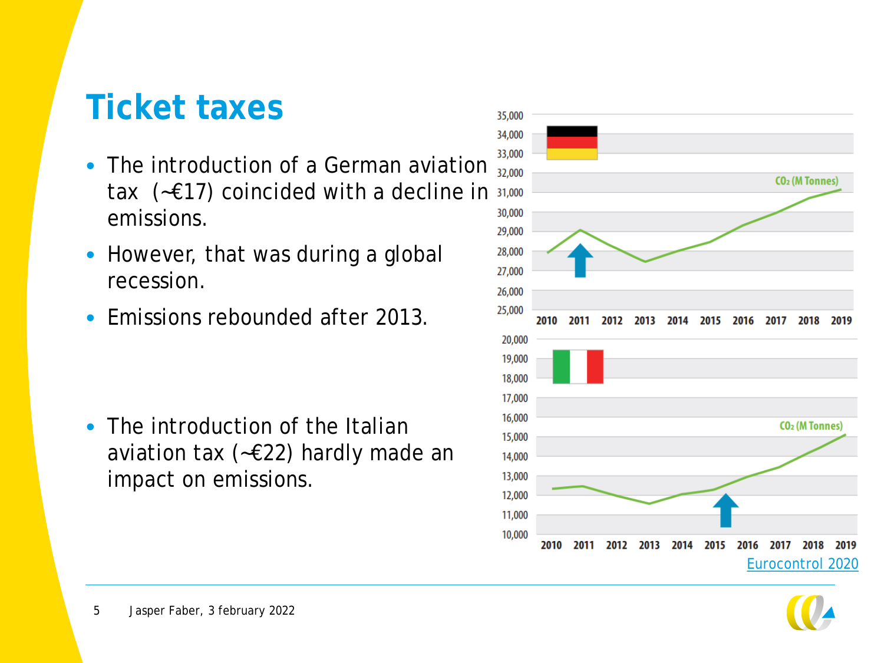# Ticket taxes

- The introduction of a German aviation tax (~€17) coincided with a decline in emissions.
- However, that was during a global recession.
- Emissions rebounded after 2013.

- The introduction of the Italian aviation tax (~€22) hardly made an impact on emissions.

Eurocontrol 2020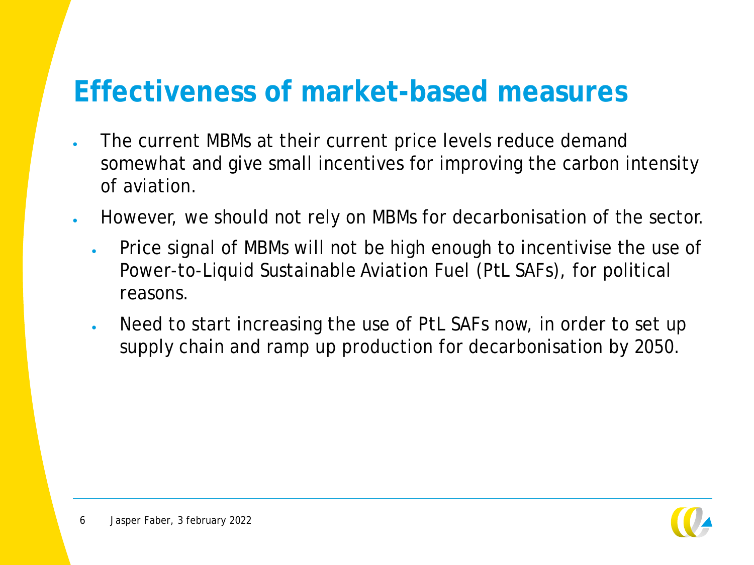# Effectiveness of market-based measures

- The current MBMs at their current price levels reduce demand somewhat and give small incentives for improving the carbon intensity of aviation.
- However, we should not rely on MBMs for decarbonisation of the sector.
  - Price signal of MBMs will not be high enough to incentivise the use of Power-to-Liquid Sustainable Aviation Fuel (PtL SAFs), for political reasons.
  - Need to start increasing the use of PtL SAFs now, in order to set up supply chain and ramp up production for decarbonisation by 2050.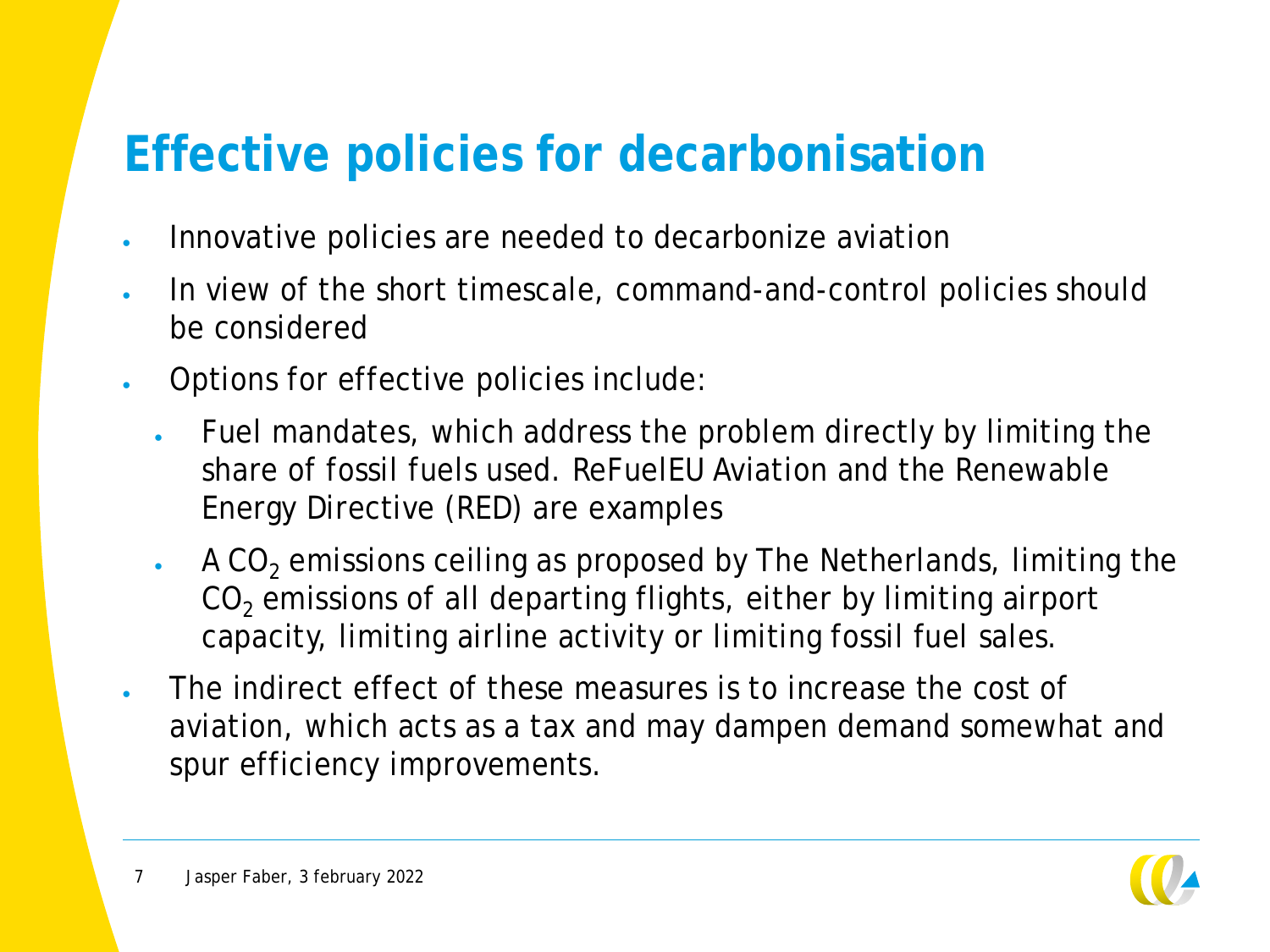# Effective policies for decarbonisation

- Innovative policies are needed to decarbonize aviation
- In view of the short timescale, command-and-control policies should be considered
- Options for effective policies include:
  - Fuel mandates, which address the problem directly by limiting the share of fossil fuels used. ReFuelEU Aviation and the Renewable Energy Directive (RED) are examples
  - A $CO_2$ emissions ceiling as proposed by The Netherlands, limiting the $CO_2$ emissions of all departing flights, either by limiting airport capacity, limiting airline activity or limiting fossil fuel sales.
- The indirect effect of these measures is to increase the cost of aviation, which acts as a tax and may dampen demand somewhat and spur efficiency improvements.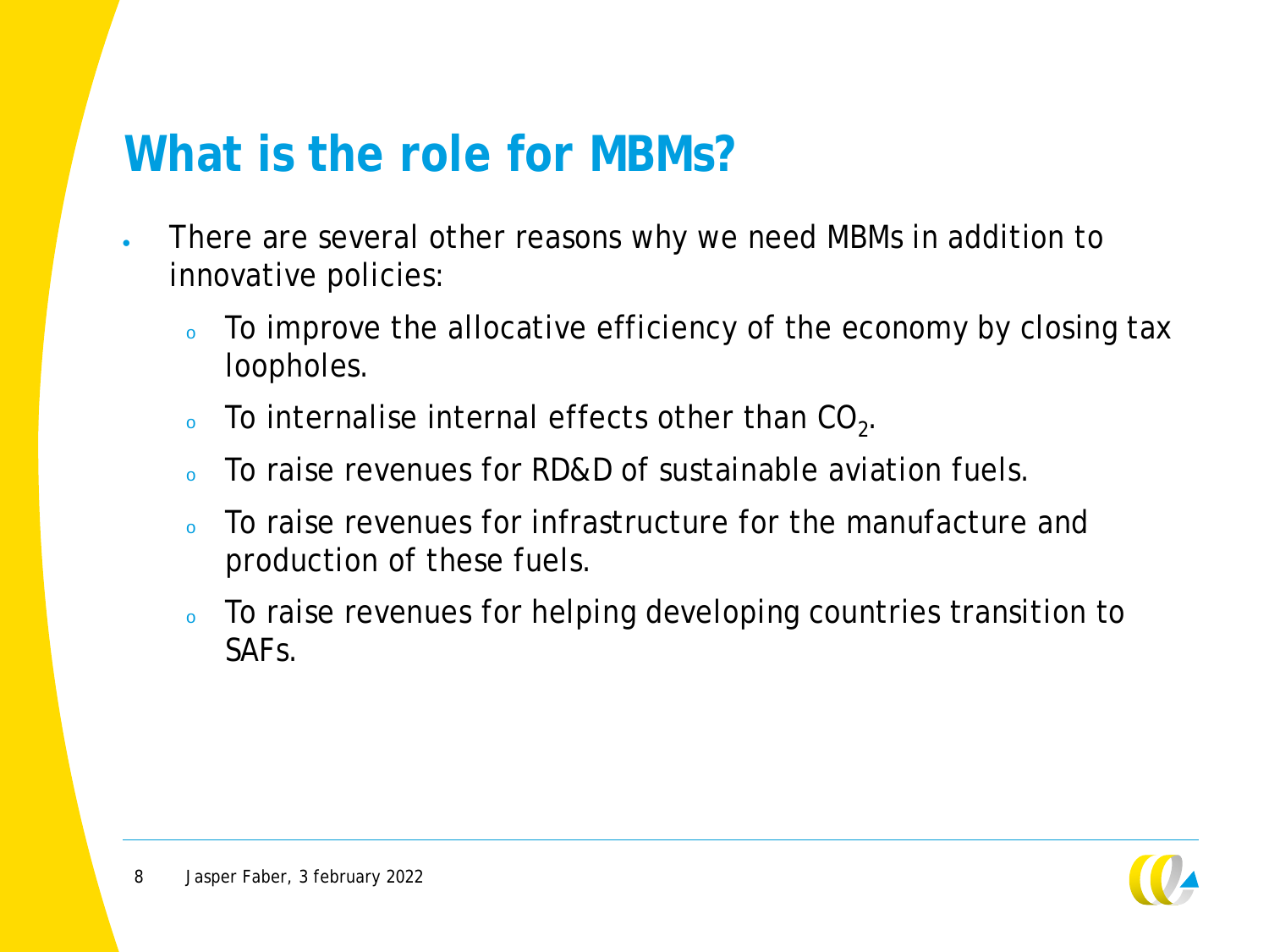# What is the role for MBMs?

- There are several other reasons why we need MBMs in addition to innovative policies:
  - To improve the allocative efficiency of the economy by closing tax loopholes.
  - To internalise internal effects other than $CO_2$.
  - To raise revenues for RD&D of sustainable aviation fuels.
  - To raise revenues for infrastructure for the manufacture and production of these fuels.
  - To raise revenues for helping developing countries transition to SAFs.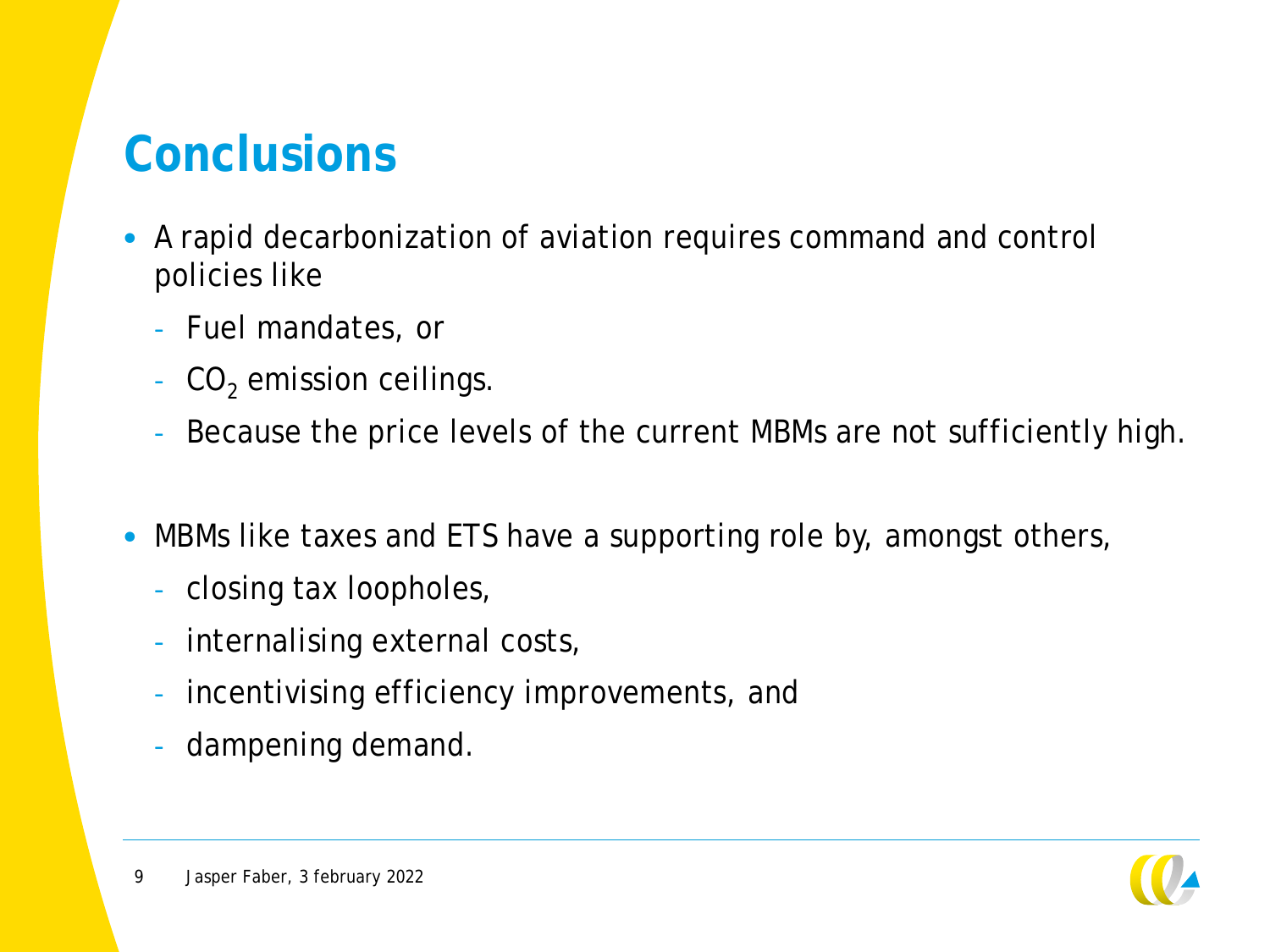# Conclusions

- A rapid decarbonization of aviation requires command and control policies like
  - Fuel mandates, or
  - $CO_2$ emission ceilings.
  - Because the price levels of the current MBMs are not sufficiently high.

- MBMs like taxes and ETS have a supporting role by, amongst others,
  - closing tax loopholes,
  - internalising external costs,
  - incentivising efficiency improvements, and
  - dampening demand.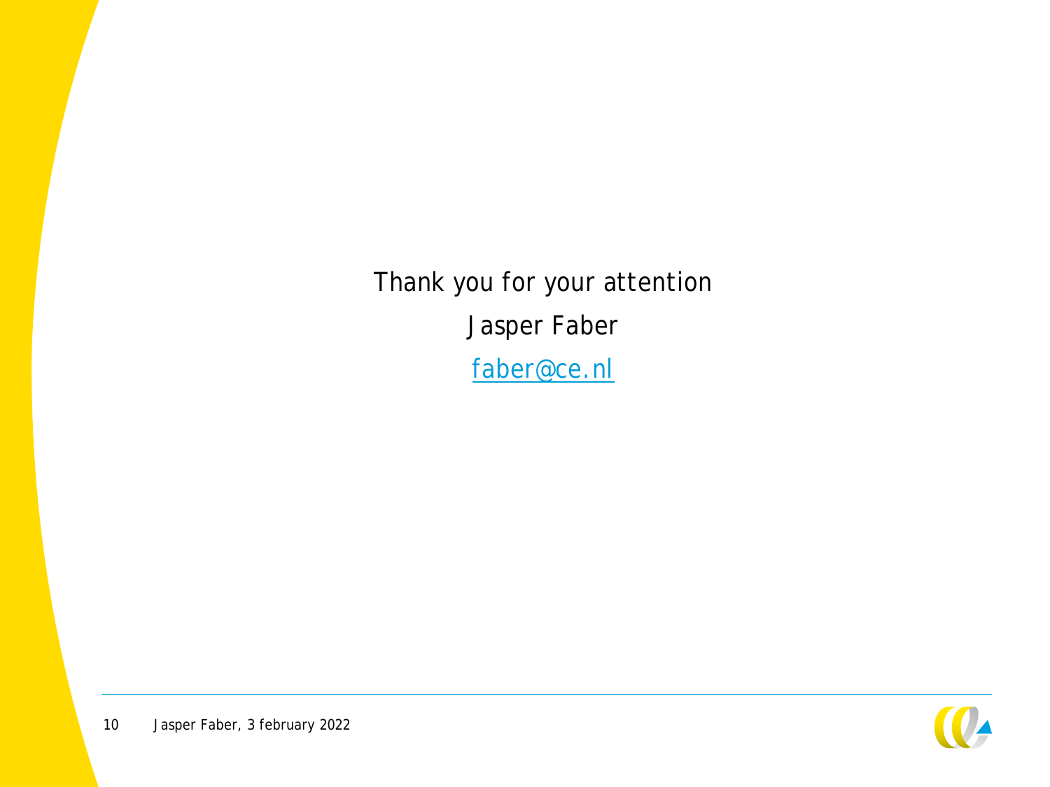Thank you for your attention

Jasper Faber

faber@ce.nl